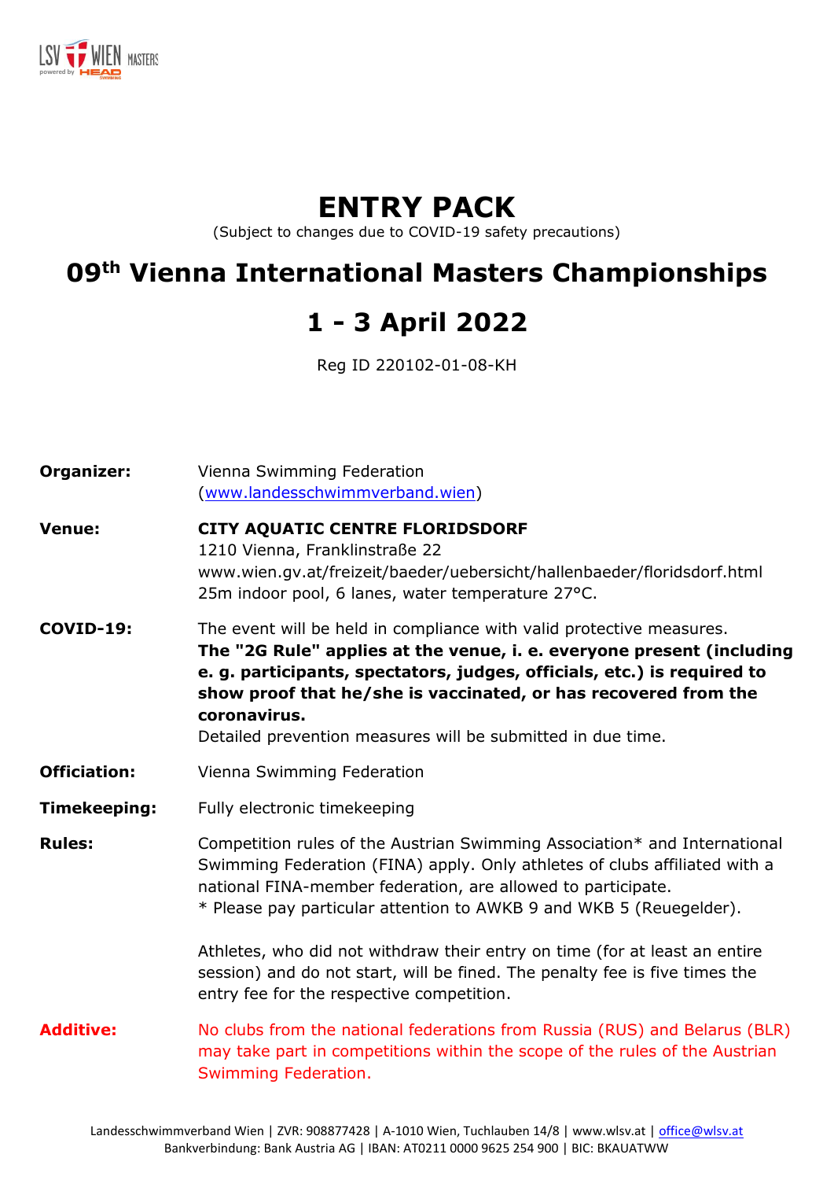# ENTRY PACK

(Subject to changes due to COVID-19 safety precautions)

# 09th Vienna International Masters Championships

# 1 - 3 April 2022

Reg ID 220102-01-08-KH

**Organizer:** Vienna Swimming Federation
(www.landesschwimmverband.wien)

**Venue:** **CITY AQUATIC CENTRE FLORIDSDORF**
1210 Vienna, Franklinstraße 22
www.wien.gv.at/freizeit/baeder/uebersicht/hallenbaeder/floridsdorf.html
25m indoor pool, 6 lanes, water temperature 27°C.

**COVID-19:** The event will be held in compliance with valid protective measures.
**The "2G Rule" applies at the venue, i. e. everyone present (including e. g. participants, spectators, judges, officials, etc.) is required to show proof that he/she is vaccinated, or has recovered from the coronavirus.**
Detailed prevention measures will be submitted in due time.

**Officiation:** Vienna Swimming Federation

**Timekeeping:** Fully electronic timekeeping

**Rules:** Competition rules of the Austrian Swimming Association* and International Swimming Federation (FINA) apply. Only athletes of clubs affiliated with a national FINA-member federation, are allowed to participate.
* Please pay particular attention to AWKB 9 and WKB 5 (Reuegelder).

Athletes, who did not withdraw their entry on time (for at least an entire session) and do not start, will be fined. The penalty fee is five times the entry fee for the respective competition.

**Additive:** No clubs from the national federations from Russia (RUS) and Belarus (BLR) may take part in competitions within the scope of the rules of the Austrian Swimming Federation.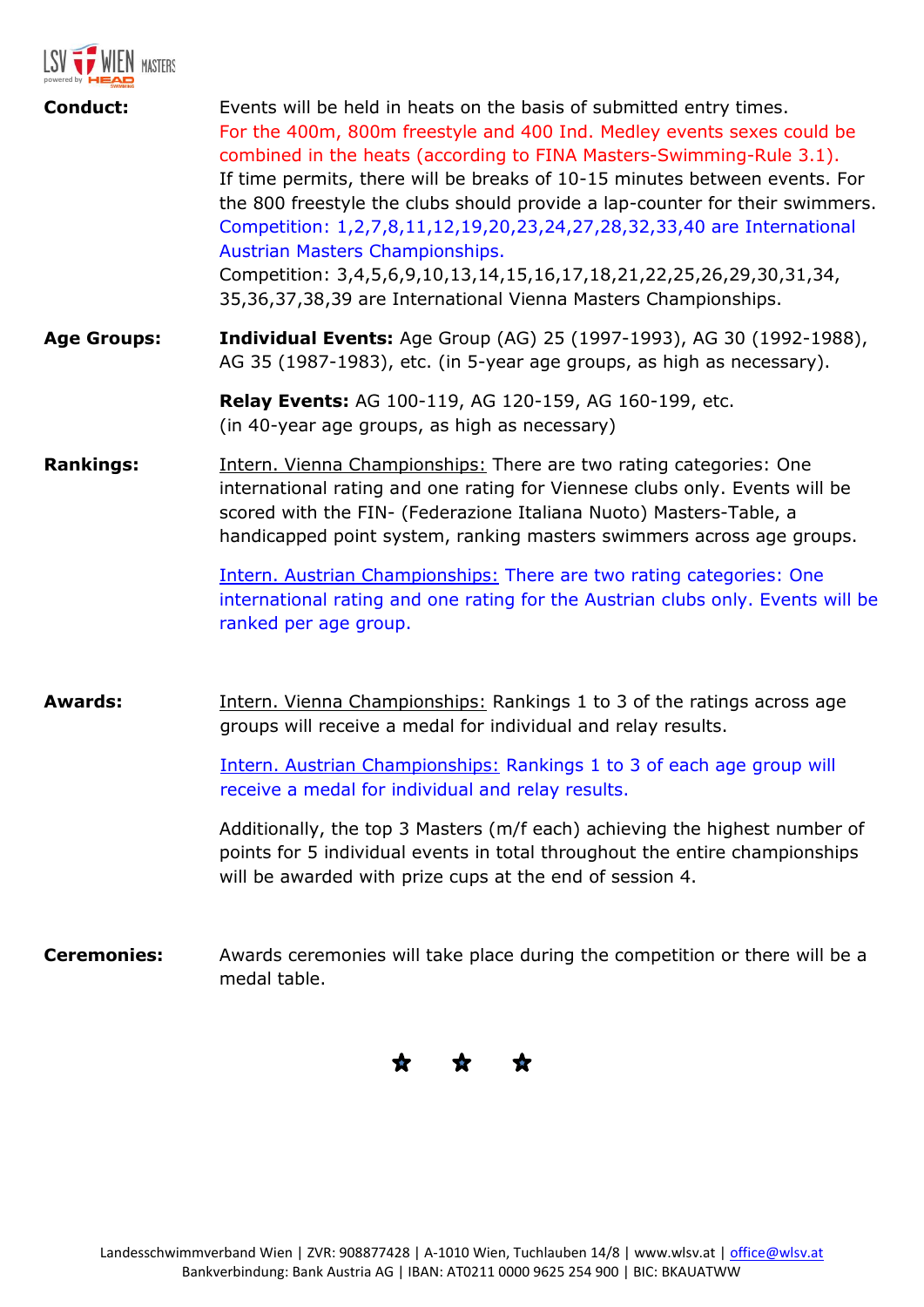**Conduct:** Events will be held in heats on the basis of submitted entry times.
For the 400m, 800m freestyle and 400 Ind. Medley events sexes could be combined in the heats (according to FINA Masters-Swimming-Rule 3.1).
If time permits, there will be breaks of 10-15 minutes between events. For the 800 freestyle the clubs should provide a lap-counter for their swimmers.
Competition: 1,2,7,8,11,12,19,20,23,24,27,28,32,33,40 are International Austrian Masters Championships.
Competition: 3,4,5,6,9,10,13,14,15,16,17,18,21,22,25,26,29,30,31,34, 35,36,37,38,39 are International Vienna Masters Championships.

**Age Groups:** **Individual Events:** Age Group (AG) 25 (1997-1993), AG 30 (1992-1988), AG 35 (1987-1983), etc. (in 5-year age groups, as high as necessary).

**Relay Events:** AG 100-119, AG 120-159, AG 160-199, etc.
(in 40-year age groups, as high as necessary)

**Rankings:** Intern. Vienna Championships: There are two rating categories: One international rating and one rating for Viennese clubs only. Events will be scored with the FIN- (Federazione Italiana Nuoto) Masters-Table, a handicapped point system, ranking masters swimmers across age groups.

Intern. Austrian Championships: There are two rating categories: One international rating and one rating for the Austrian clubs only. Events will be ranked per age group.

**Awards:** Intern. Vienna Championships: Rankings 1 to 3 of the ratings across age groups will receive a medal for individual and relay results.

Intern. Austrian Championships: Rankings 1 to 3 of each age group will receive a medal for individual and relay results.

Additionally, the top 3 Masters (m/f each) achieving the highest number of points for 5 individual events in total throughout the entire championships will be awarded with prize cups at the end of session 4.

**Ceremonies:** Awards ceremonies will take place during the competition or there will be a medal table.

★ ★ ★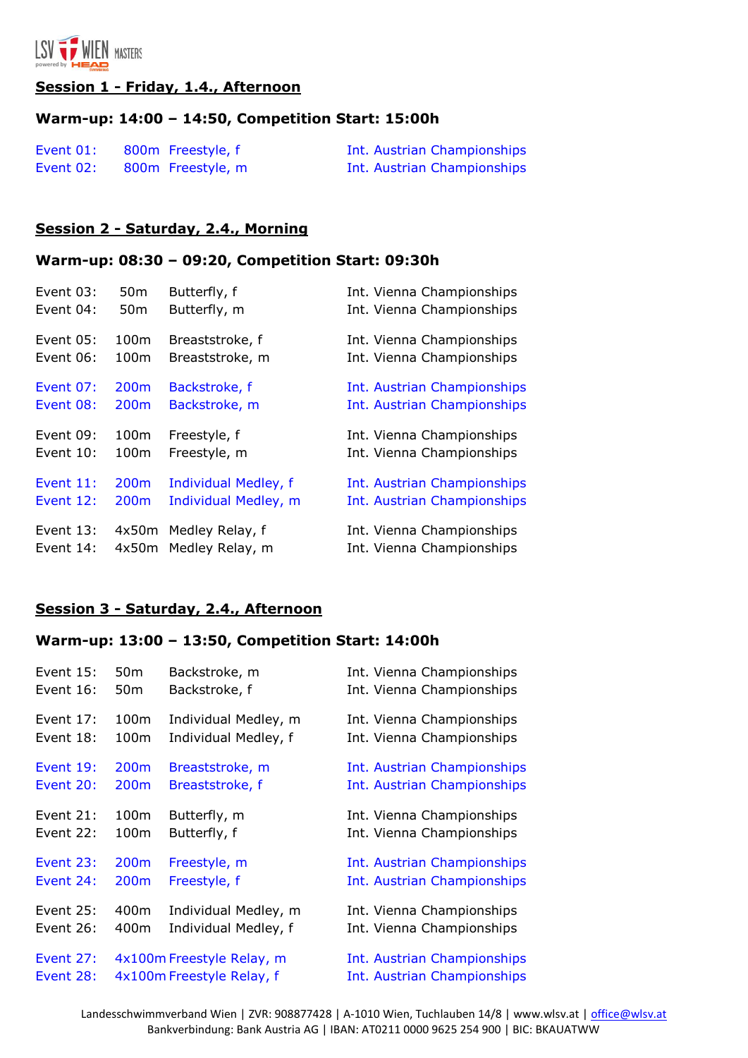## Session 1 - Friday, 1.4., Afternoon

**Warm-up: 14:00 – 14:50, Competition Start: 15:00h**

| | | | |
|---|---|---|---|
| Event 01: | 800m | Freestyle, f | Int. Austrian Championships |
| Event 02: | 800m | Freestyle, m | Int. Austrian Championships |

## Session 2 - Saturday, 2.4., Morning

**Warm-up: 08:30 – 09:20, Competition Start: 09:30h**

| | | | |
|---|---|---|---|
| Event 03: | 50m | Butterfly, f | Int. Vienna Championships |
| Event 04: | 50m | Butterfly, m | Int. Vienna Championships |
| Event 05: | 100m | Breaststroke, f | Int. Vienna Championships |
| Event 06: | 100m | Breaststroke, m | Int. Vienna Championships |
| Event 07: | 200m | Backstroke, f | Int. Austrian Championships |
| Event 08: | 200m | Backstroke, m | Int. Austrian Championships |
| Event 09: | 100m | Freestyle, f | Int. Vienna Championships |
| Event 10: | 100m | Freestyle, m | Int. Vienna Championships |
| Event 11: | 200m | Individual Medley, f | Int. Austrian Championships |
| Event 12: | 200m | Individual Medley, m | Int. Austrian Championships |
| Event 13: | 4x50m | Medley Relay, f | Int. Vienna Championships |
| Event 14: | 4x50m | Medley Relay, m | Int. Vienna Championships |

## Session 3 - Saturday, 2.4., Afternoon

**Warm-up: 13:00 – 13:50, Competition Start: 14:00h**

| | | | |
|---|---|---|---|
| Event 15: | 50m | Backstroke, m | Int. Vienna Championships |
| Event 16: | 50m | Backstroke, f | Int. Vienna Championships |
| Event 17: | 100m | Individual Medley, m | Int. Vienna Championships |
| Event 18: | 100m | Individual Medley, f | Int. Vienna Championships |
| Event 19: | 200m | Breaststroke, m | Int. Austrian Championships |
| Event 20: | 200m | Breaststroke, f | Int. Austrian Championships |
| Event 21: | 100m | Butterfly, m | Int. Vienna Championships |
| Event 22: | 100m | Butterfly, f | Int. Vienna Championships |
| Event 23: | 200m | Freestyle, m | Int. Austrian Championships |
| Event 24: | 200m | Freestyle, f | Int. Austrian Championships |
| Event 25: | 400m | Individual Medley, m | Int. Vienna Championships |
| Event 26: | 400m | Individual Medley, f | Int. Vienna Championships |
| Event 27: | 4x100m | Freestyle Relay, m | Int. Austrian Championships |
| Event 28: | 4x100m | Freestyle Relay, f | Int. Austrian Championships |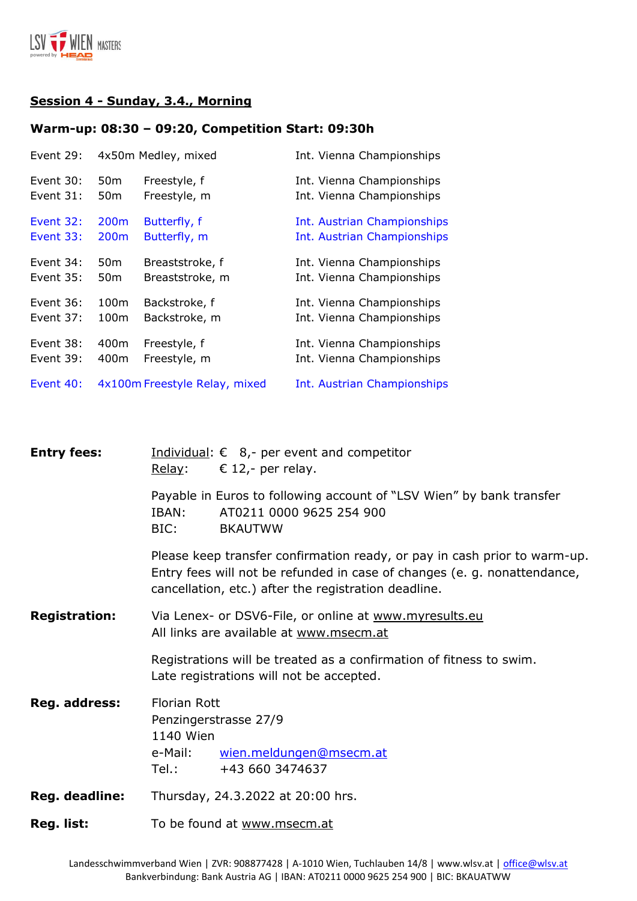**Session 4 - Sunday, 3.4., Morning**

**Warm-up: 08:30 – 09:20, Competition Start: 09:30h**

| | | | |
|---|---|---|---|
| Event 29: | 4x50m | Medley, mixed | Int. Vienna Championships |
| Event 30: | 50m | Freestyle, f | Int. Vienna Championships |
| Event 31: | 50m | Freestyle, m | Int. Vienna Championships |
| Event 32: | 200m | Butterfly, f | Int. Austrian Championships |
| Event 33: | 200m | Butterfly, m | Int. Austrian Championships |
| Event 34: | 50m | Breaststroke, f | Int. Vienna Championships |
| Event 35: | 50m | Breaststroke, m | Int. Vienna Championships |
| Event 36: | 100m | Backstroke, f | Int. Vienna Championships |
| Event 37: | 100m | Backstroke, m | Int. Vienna Championships |
| Event 38: | 400m | Freestyle, f | Int. Vienna Championships |
| Event 39: | 400m | Freestyle, m | Int. Vienna Championships |
| Event 40: | 4x100m | Freestyle Relay, mixed | Int. Austrian Championships |

**Entry fees:** Individual: € 8,- per event and competitor
Relay: € 12,- per relay.

Payable in Euros to following account of "LSV Wien" by bank transfer
IBAN: AT0211 0000 9625 254 900
BIC: BKAUTWW

Please keep transfer confirmation ready, or pay in cash prior to warm-up.
Entry fees will not be refunded in case of changes (e. g. nonattendance, cancellation, etc.) after the registration deadline.

**Registration:** Via Lenex- or DSV6-File, or online at www.myresults.eu
All links are available at www.msecm.at

Registrations will be treated as a confirmation of fitness to swim.
Late registrations will not be accepted.

**Reg. address:** Florian Rott
Penzingerstrasse 27/9
1140 Wien
e-Mail: wien.meldungen@msecm.at
Tel.: +43 660 3474637

**Reg. deadline:** Thursday, 24.3.2022 at 20:00 hrs.

**Reg. list:** To be found at www.msecm.at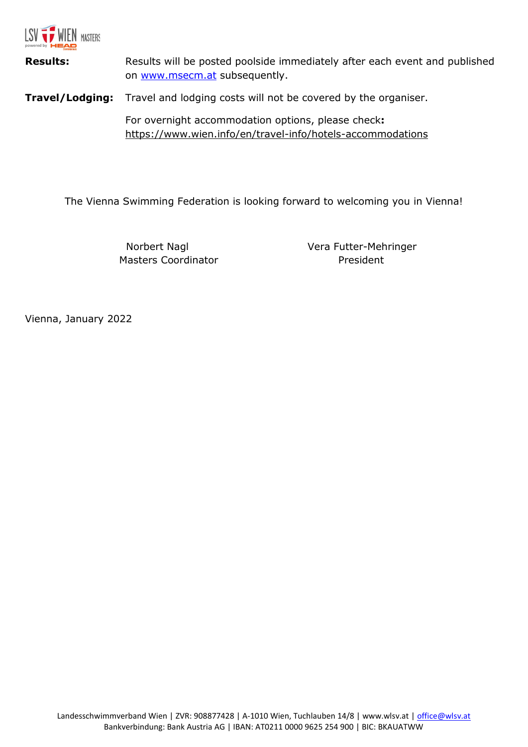**Results:** Results will be posted poolside immediately after each event and published on www.msecm.at subsequently.

**Travel/Lodging:** Travel and lodging costs will not be covered by the organiser.

For overnight accommodation options, please check**:** https://www.wien.info/en/travel-info/hotels-accommodations

The Vienna Swimming Federation is looking forward to welcoming you in Vienna!

Norbert Nagl
Masters Coordinator

Vera Futter-Mehringer
President

Vienna, January 2022

Landesschwimmverband Wien | ZVR: 908877428 | A-1010 Wien, Tuchlauben 14/8 | www.wlsv.at | office@wlsv.at
Bankverbindung: Bank Austria AG | IBAN: AT0211 0000 9625 254 900 | BIC: BKAUATWW